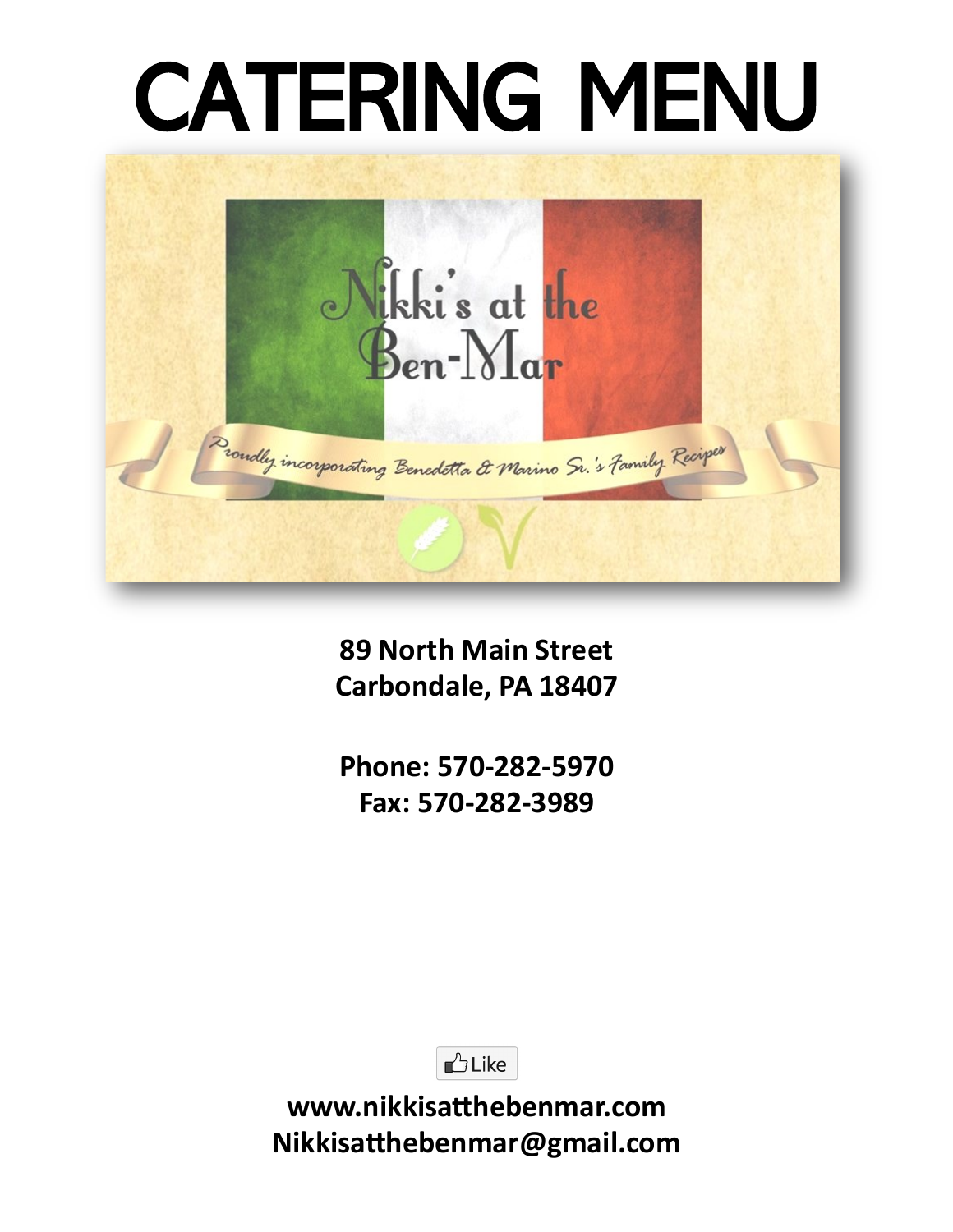# CATERING MENU

Nikki's at the Ben-Mar

*Proudly incorporating Benedetta & Marino Sr.'s Family Recipes*

**89 North Main Street**
**Carbondale, PA 18407**

**Phone: 570-282-5970**
**Fax: 570-282-3989**

Like

**www.nikkisatthebenmar.com**
**Nikkisatthebenmar@gmail.com**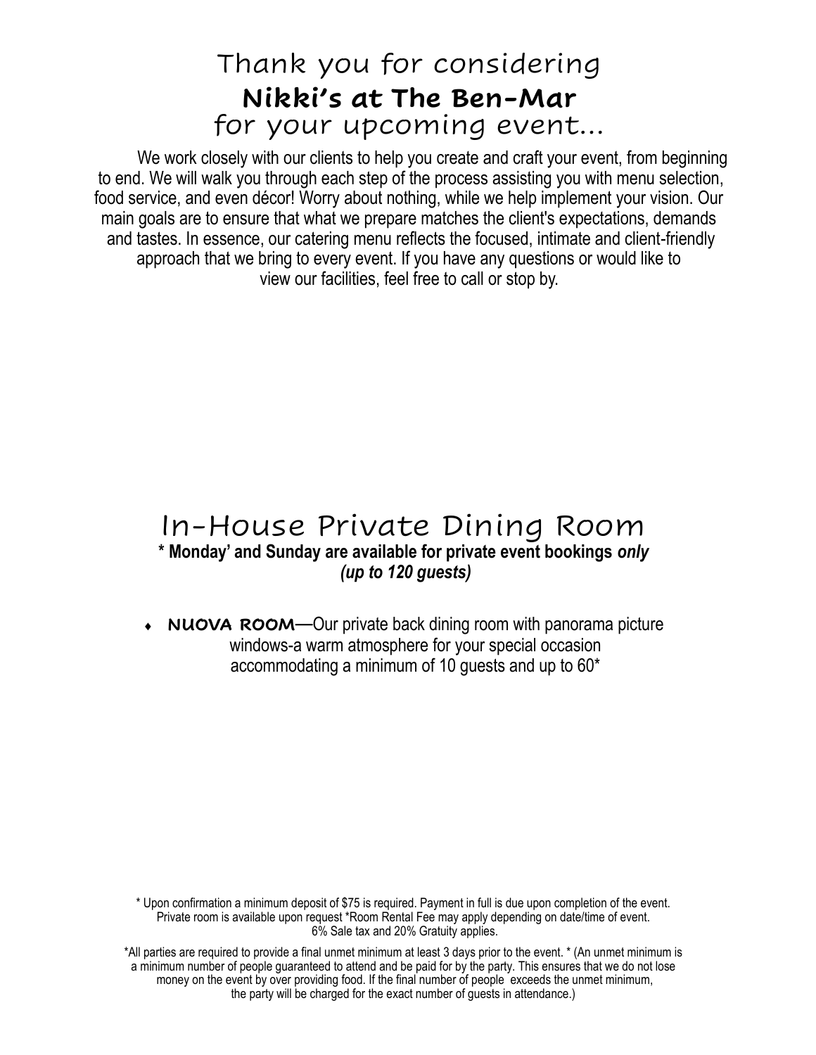# Thank you for considering **Nikki's at The Ben-Mar** for your upcoming event...

We work closely with our clients to help you create and craft your event, from beginning to end. We will walk you through each step of the process assisting you with menu selection, food service, and even décor! Worry about nothing, while we help implement your vision. Our main goals are to ensure that what we prepare matches the client's expectations, demands and tastes. In essence, our catering menu reflects the focused, intimate and client-friendly approach that we bring to every event. If you have any questions or would like to view our facilities, feel free to call or stop by.

## In-House Private Dining Room

**\* Monday' and Sunday are available for private event bookings *only***
***(up to 120 guests)***

- **NUOVA ROOM**—Our private back dining room with panorama picture windows-a warm atmosphere for your special occasion accommodating a minimum of 10 guests and up to 60*

\* Upon confirmation a minimum deposit of $75 is required. Payment in full is due upon completion of the event. Private room is available upon request *Room Rental Fee may apply depending on date/time of event. 6% Sale tax and 20% Gratuity applies.

*All parties are required to provide a final unmet minimum at least 3 days prior to the event. * (An unmet minimum is a minimum number of people guaranteed to attend and be paid for by the party. This ensures that we do not lose money on the event by over providing food. If the final number of people exceeds the unmet minimum, the party will be charged for the exact number of guests in attendance.)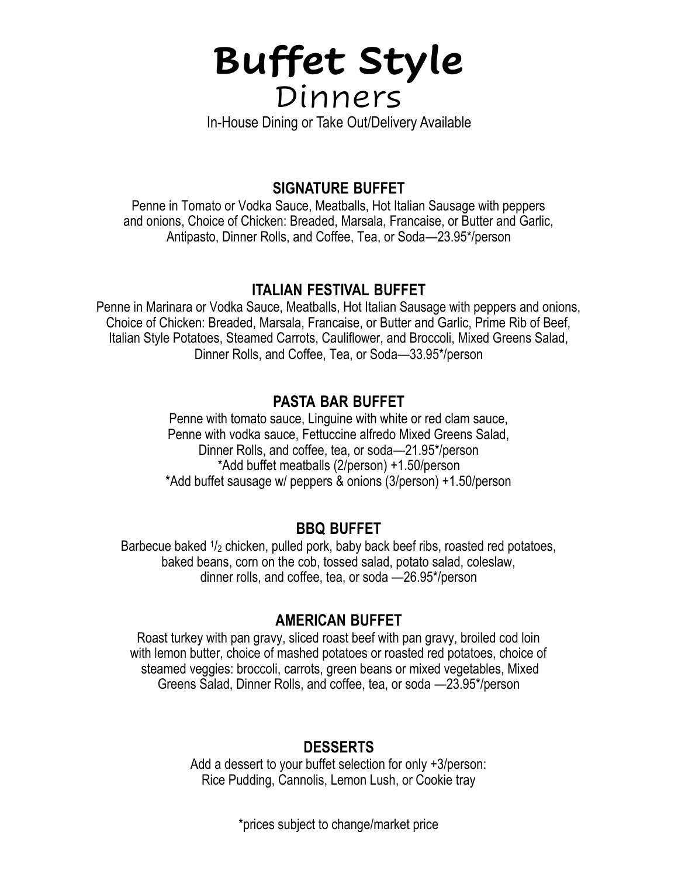# Buffet Style
## Dinners

In-House Dining or Take Out/Delivery Available

### SIGNATURE BUFFET

Penne in Tomato or Vodka Sauce, Meatballs, Hot Italian Sausage with peppers and onions, Choice of Chicken: Breaded, Marsala, Francaise, or Butter and Garlic, Antipasto, Dinner Rolls, and Coffee, Tea, or Soda—23.95*/person

### ITALIAN FESTIVAL BUFFET

Penne in Marinara or Vodka Sauce, Meatballs, Hot Italian Sausage with peppers and onions, Choice of Chicken: Breaded, Marsala, Francaise, or Butter and Garlic, Prime Rib of Beef, Italian Style Potatoes, Steamed Carrots, Cauliflower, and Broccoli, Mixed Greens Salad, Dinner Rolls, and Coffee, Tea, or Soda—33.95*/person

### PASTA BAR BUFFET

Penne with tomato sauce, Linguine with white or red clam sauce, Penne with vodka sauce, Fettuccine alfredo Mixed Greens Salad, Dinner Rolls, and coffee, tea, or soda—21.95*/person

*Add buffet meatballs (2/person) +1.50/person

*Add buffet sausage w/ peppers & onions (3/person) +1.50/person

### BBQ BUFFET

Barbecue baked 1/2 chicken, pulled pork, baby back beef ribs, roasted red potatoes, baked beans, corn on the cob, tossed salad, potato salad, coleslaw, dinner rolls, and coffee, tea, or soda —26.95*/person

### AMERICAN BUFFET

Roast turkey with pan gravy, sliced roast beef with pan gravy, broiled cod loin with lemon butter, choice of mashed potatoes or roasted red potatoes, choice of steamed veggies: broccoli, carrots, green beans or mixed vegetables, Mixed Greens Salad, Dinner Rolls, and coffee, tea, or soda —23.95*/person

### DESSERTS

Add a dessert to your buffet selection for only +3/person: Rice Pudding, Cannolis, Lemon Lush, or Cookie tray

*prices subject to change/market price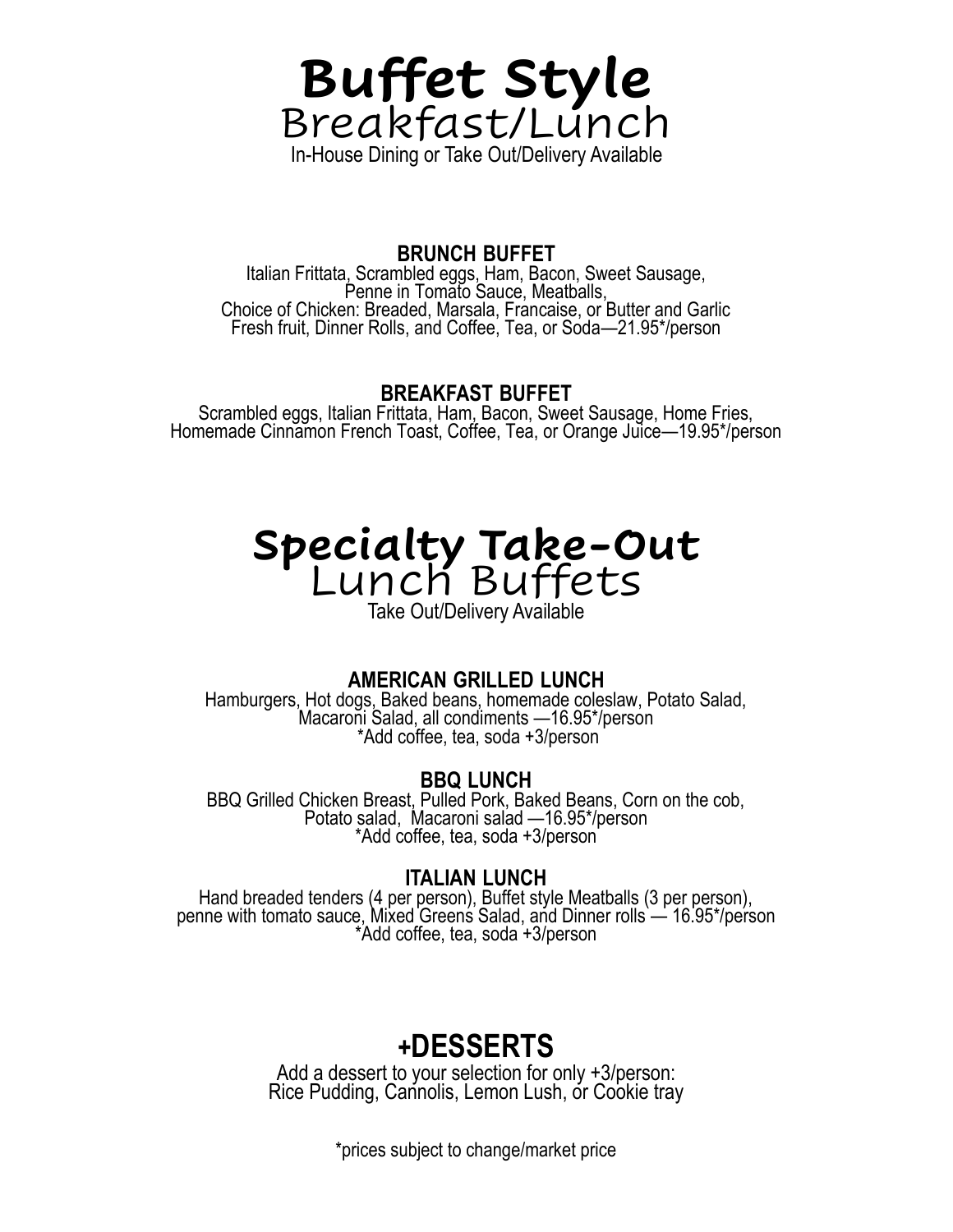# Buffet Style
## Breakfast/Lunch

In-House Dining or Take Out/Delivery Available

### BRUNCH BUFFET

Italian Frittata, Scrambled eggs, Ham, Bacon, Sweet Sausage,
Penne in Tomato Sauce, Meatballs,
Choice of Chicken: Breaded, Marsala, Francaise, or Butter and Garlic
Fresh fruit, Dinner Rolls, and Coffee, Tea, or Soda—21.95*/person

### BREAKFAST BUFFET

Scrambled eggs, Italian Frittata, Ham, Bacon, Sweet Sausage, Home Fries,
Homemade Cinnamon French Toast, Coffee, Tea, or Orange Juice—19.95*/person

# Specialty Take-Out
## Lunch Buffets

Take Out/Delivery Available

### AMERICAN GRILLED LUNCH

Hamburgers, Hot dogs, Baked beans, homemade coleslaw, Potato Salad,
Macaroni Salad, all condiments —16.95*/person
*Add coffee, tea, soda +3/person

### BBQ LUNCH

BBQ Grilled Chicken Breast, Pulled Pork, Baked Beans, Corn on the cob,
Potato salad, Macaroni salad —16.95*/person
*Add coffee, tea, soda +3/person

### ITALIAN LUNCH

Hand breaded tenders (4 per person), Buffet style Meatballs (3 per person),
penne with tomato sauce, Mixed Greens Salad, and Dinner rolls — 16.95*/person
*Add coffee, tea, soda +3/person

## +DESSERTS

Add a dessert to your selection for only +3/person:
Rice Pudding, Cannolis, Lemon Lush, or Cookie tray

*prices subject to change/market price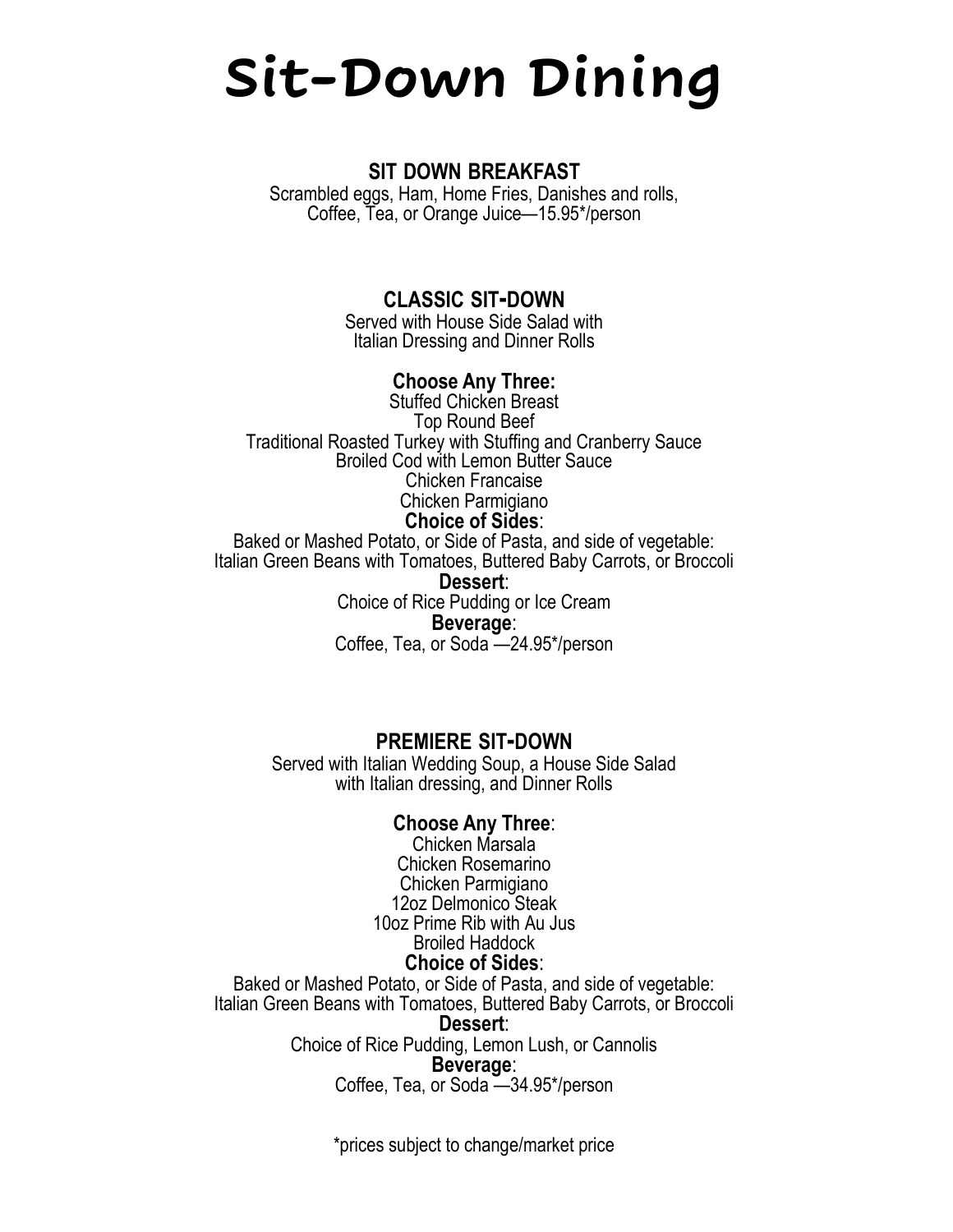# Sit-Down Dining

## SIT DOWN BREAKFAST

Scrambled eggs, Ham, Home Fries, Danishes and rolls,
Coffee, Tea, or Orange Juice—15.95*/person

## CLASSIC SIT-DOWN

Served with House Side Salad with
Italian Dressing and Dinner Rolls

**Choose Any Three:**

Stuffed Chicken Breast
Top Round Beef
Traditional Roasted Turkey with Stuffing and Cranberry Sauce
Broiled Cod with Lemon Butter Sauce
Chicken Francaise
Chicken Parmigiano

**Choice of Sides**:

Baked or Mashed Potato, or Side of Pasta, and side of vegetable:
Italian Green Beans with Tomatoes, Buttered Baby Carrots, or Broccoli

**Dessert**:

Choice of Rice Pudding or Ice Cream

**Beverage**:

Coffee, Tea, or Soda —24.95*/person

## PREMIERE SIT-DOWN

Served with Italian Wedding Soup, a House Side Salad
with Italian dressing, and Dinner Rolls

**Choose Any Three**:

Chicken Marsala
Chicken Rosemarino
Chicken Parmigiano
12oz Delmonico Steak
10oz Prime Rib with Au Jus
Broiled Haddock

**Choice of Sides**:

Baked or Mashed Potato, or Side of Pasta, and side of vegetable:
Italian Green Beans with Tomatoes, Buttered Baby Carrots, or Broccoli

**Dessert**:

Choice of Rice Pudding, Lemon Lush, or Cannolis

**Beverage**:

Coffee, Tea, or Soda —34.95*/person

*prices subject to change/market price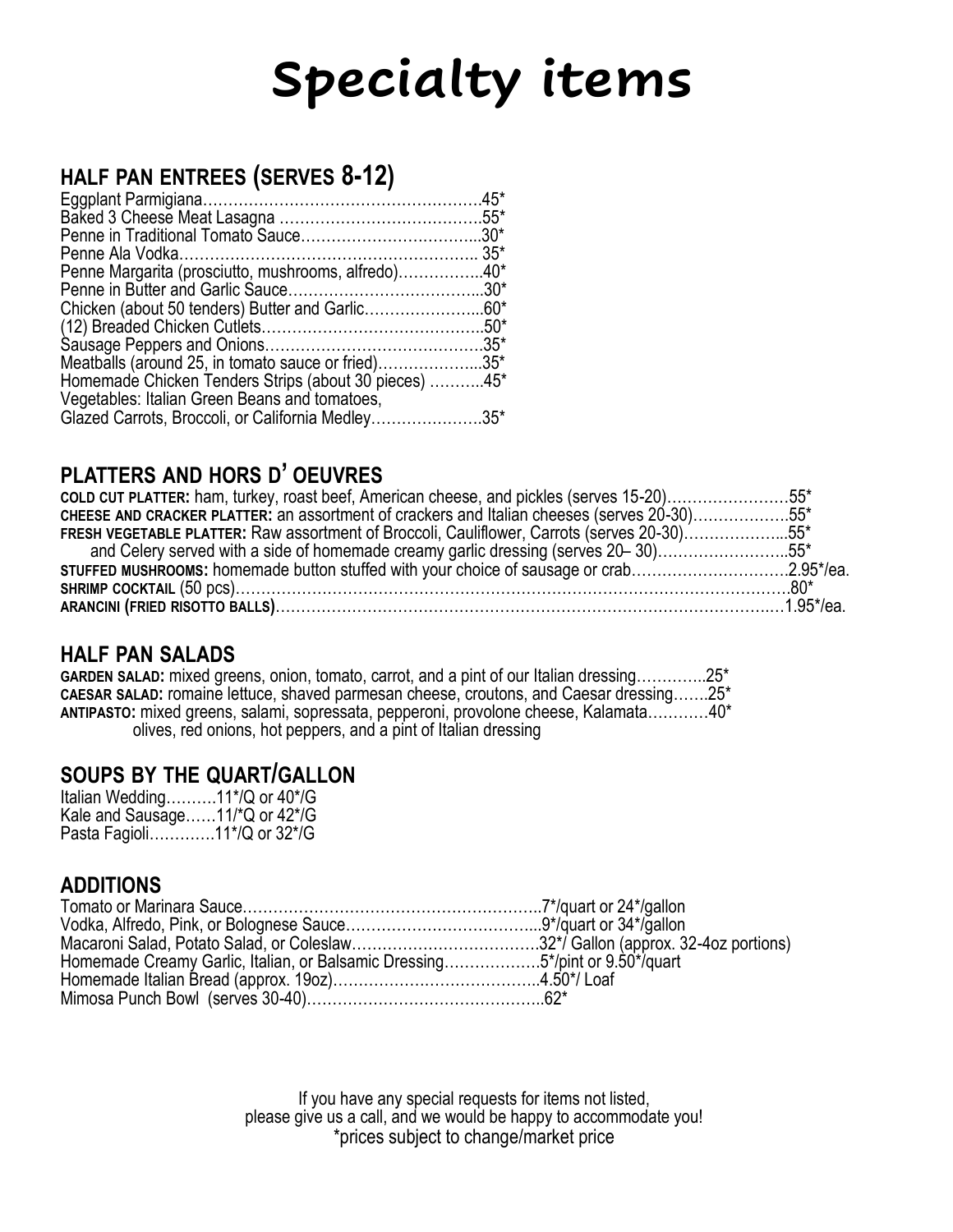# Specialty items

## HALF PAN ENTREES (SERVES 8-12)

Eggplant Parmigiana……………………………………………….45*
Baked 3 Cheese Meat Lasagna ………………………………….55*
Penne in Traditional Tomato Sauce……………………………...30*
Penne Ala Vodka………………………………………………….. 35*
Penne Margarita (prosciutto, mushrooms, alfredo)……………..40*
Penne in Butter and Garlic Sauce………………………………...30*
Chicken (about 50 tenders) Butter and Garlic…………………...60*
(12) Breaded Chicken Cutlets……………………………………..50*
Sausage Peppers and Onions…………………………………….35*
Meatballs (around 25, in tomato sauce or fried)………………...35*
Homemade Chicken Tenders Strips (about 30 pieces) ………..45*
Vegetables: Italian Green Beans and tomatoes,
Glazed Carrots, Broccoli, or California Medley………………….35*

## PLATTERS AND HORS D'OEUVRES

**COLD CUT PLATTER:** ham, turkey, roast beef, American cheese, and pickles (serves 15-20)……………………55*
**CHEESE AND CRACKER PLATTER:** an assortment of crackers and Italian cheeses (serves 20-30)………………55*
**FRESH VEGETABLE PLATTER:** Raw assortment of Broccoli, Cauliflower, Carrots (serves 20-30)………………...55*
and Celery served with a side of homemade creamy garlic dressing (serves 20– 30)……………………...55*
**STUFFED MUSHROOMS:** homemade button stuffed with your choice of sausage or crab………………………….2.95*/ea.
**SHRIMP COCKTAIL** (50 pcs)……………………………………………………………………………………………80*
**ARANCINI (FRIED RISOTTO BALLS)**……………………………………………………………………………….1.95*/ea.

## HALF PAN SALADS

**GARDEN SALAD:** mixed greens, onion, tomato, carrot, and a pint of our Italian dressing…………..25*
**CAESAR SALAD:** romaine lettuce, shaved parmesan cheese, croutons, and Caesar dressing…….25*
**ANTIPASTO:** mixed greens, salami, sopressata, pepperoni, provolone cheese, Kalamata…………40*
olives, red onions, hot peppers, and a pint of Italian dressing

## SOUPS BY THE QUART/GALLON

Italian Wedding……….11*/Q or 40*/G
Kale and Sausage……11/*Q or 42*/G
Pasta Fagioli…………11*/Q or 32*/G

## ADDITIONS

Tomato or Marinara Sauce…………………………………………………..7*/quart or 24*/gallon
Vodka, Alfredo, Pink, or Bolognese Sauce………………………………...9*/quart or 34*/gallon
Macaroni Salad, Potato Salad, or Coleslaw……………………………….32*/ Gallon (approx. 32-4oz portions)
Homemade Creamy Garlic, Italian, or Balsamic Dressing……………….5*/pint or 9.50*/quart
Homemade Italian Bread (approx. 19oz)…………………………………..4.50*/ Loaf
Mimosa Punch Bowl (serves 30-40)………………………………………..62*

If you have any special requests for items not listed,
please give us a call, and we would be happy to accommodate you!
*prices subject to change/market price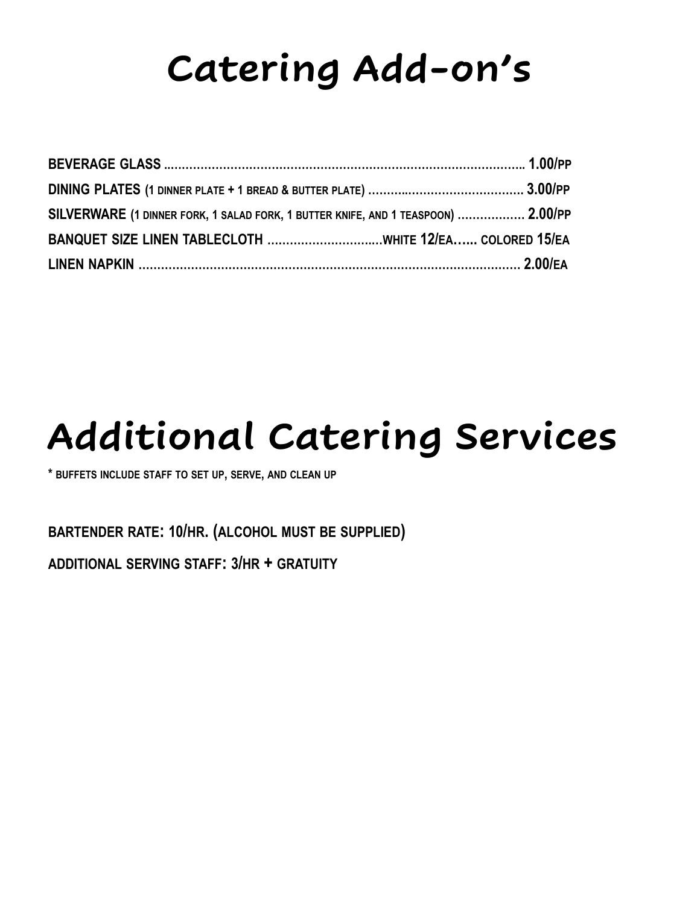# Catering Add-on's

**BEVERAGE GLASS** ........................................................................................ **1.00/PP**

**DINING PLATES** (1 DINNER PLATE + 1 BREAD & BUTTER PLATE) .......................................... **3.00/PP**

**SILVERWARE** (1 DINNER FORK, 1 SALAD FORK, 1 BUTTER KNIFE, AND 1 TEASPOON) .................. **2.00/PP**

**BANQUET SIZE LINEN TABLECLOTH** ..............................WHITE **12/EA**…... COLORED **15/EA**

**LINEN NAPKIN** ............................................................................................ **2.00/EA**

# Additional Catering Services

* BUFFETS INCLUDE STAFF TO SET UP, SERVE, AND CLEAN UP

**BARTENDER RATE: 10/HR. (ALCOHOL MUST BE SUPPLIED)**

**ADDITIONAL SERVING STAFF: 3/HR + GRATUITY**